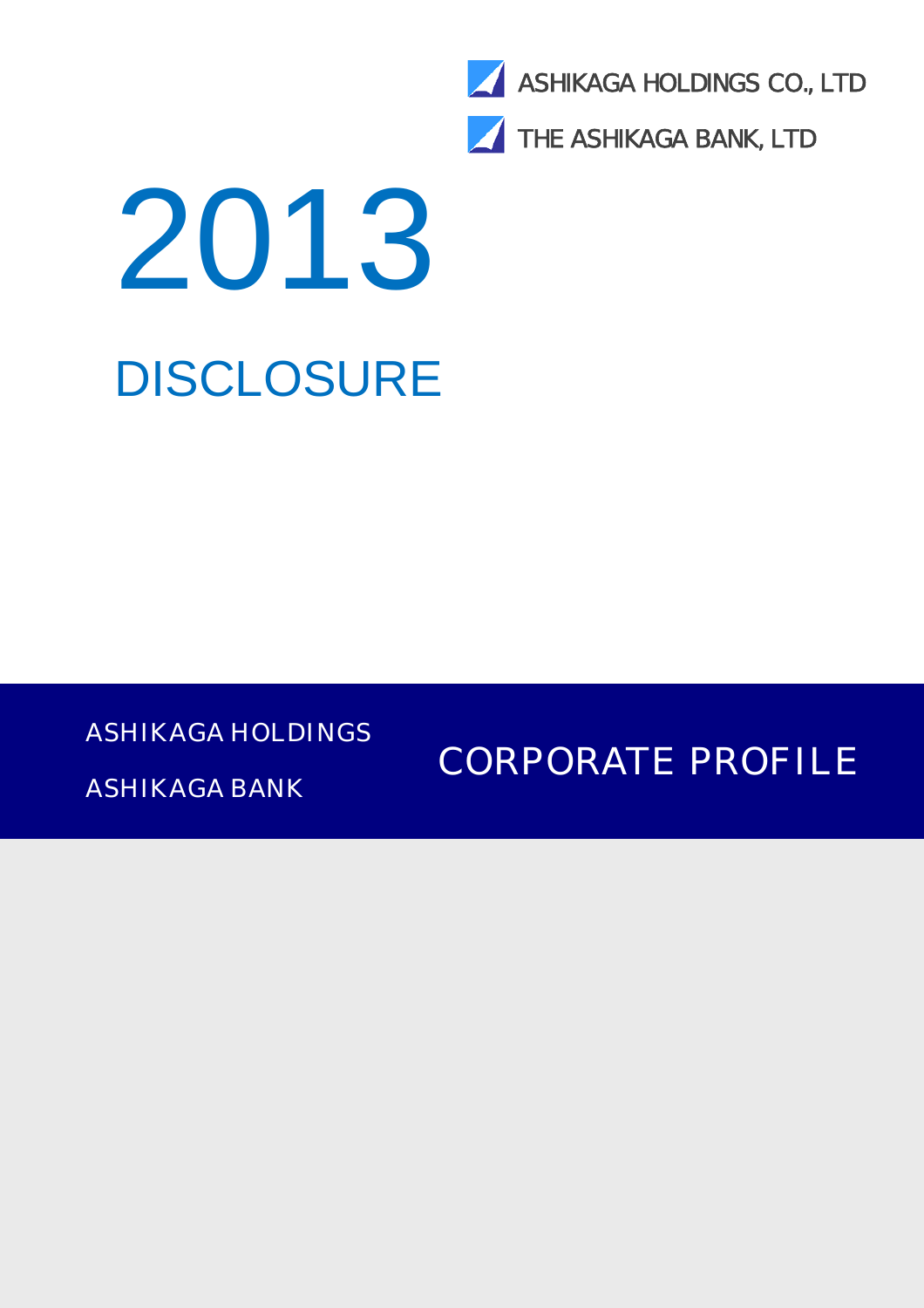ASHIKAGA HOLDINGS CO., LTD

THE ASHIKAGA BANK, LTD

# 2013

# DISCLOSURE

ASHIKAGA HOLDINGS

ASHIKAGA BANK

## CORPORATE PROFILE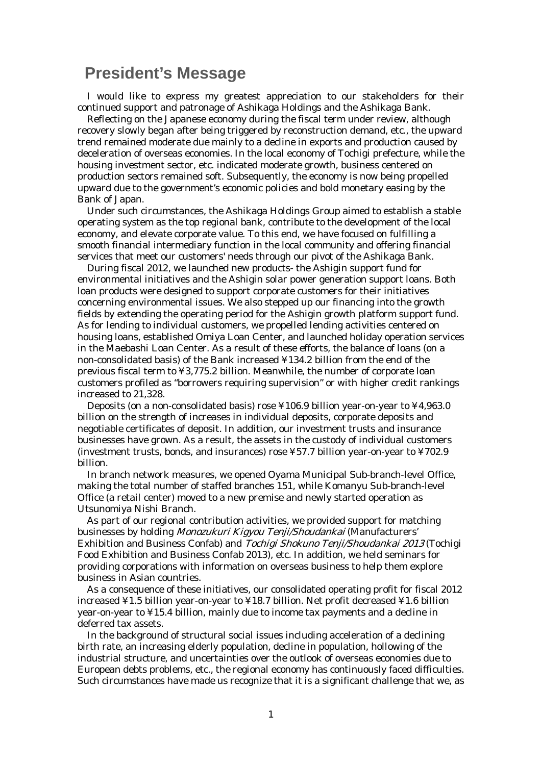# President's Message

I would like to express my greatest appreciation to our stakeholders for their continued support and patronage of Ashikaga Holdings and the Ashikaga Bank.

Reflecting on the Japanese economy during the fiscal term under review, although recovery slowly began after being triggered by reconstruction demand, etc., the upward trend remained moderate due mainly to a decline in exports and production caused by deceleration of overseas economies. In the local economy of Tochigi prefecture, while the housing investment sector, etc. indicated moderate growth, business centered on production sectors remained soft. Subsequently, the economy is now being propelled upward due to the government's economic policies and bold monetary easing by the Bank of Japan.

Under such circumstances, the Ashikaga Holdings Group aimed to establish a stable operating system as the top regional bank, contribute to the development of the local economy, and elevate corporate value. To this end, we have focused on fulfilling a smooth financial intermediary function in the local community and offering financial services that meet our customers' needs through our pivot of the Ashikaga Bank.

During fiscal 2012, we launched new products- the Ashigin support fund for environmental initiatives and the Ashigin solar power generation support loans. Both loan products were designed to support corporate customers for their initiatives concerning environmental issues. We also stepped up our financing into the growth fields by extending the operating period for the Ashigin growth platform support fund. As for lending to individual customers, we propelled lending activities centered on housing loans, established Omiya Loan Center, and launched holiday operation services in the Maebashi Loan Center. As a result of these efforts, the balance of loans (on a non-consolidated basis) of the Bank increased ¥134.2 billion from the end of the previous fiscal term to ¥3,775.2 billion. Meanwhile, the number of corporate loan customers profiled as "borrowers requiring supervision" or with higher credit rankings increased to 21,328.

Deposits (on a non-consolidated basis) rose ¥106.9 billion year-on-year to ¥4,963.0 billion on the strength of increases in individual deposits, corporate deposits and negotiable certificates of deposit. In addition, our investment trusts and insurance businesses have grown. As a result, the assets in the custody of individual customers (investment trusts, bonds, and insurances) rose ¥57.7 billion year-on-year to ¥702.9 billion.

In branch network measures, we opened Oyama Municipal Sub-branch-level Office, making the total number of staffed branches 151, while Komanyu Sub-branch-level Office (a retail center) moved to a new premise and newly started operation as Utsunomiya Nishi Branch.

As part of our regional contribution activities, we provided support for matching businesses by holding *Monozukuri Kigyou Tenji/Shoudankai* (Manufacturers' Exhibition and Business Confab) and *Tochigi Shokuno Tenji/Shoudankai 2013* (Tochigi Food Exhibition and Business Confab 2013), etc. In addition, we held seminars for providing corporations with information on overseas business to help them explore business in Asian countries.

As a consequence of these initiatives, our consolidated operating profit for fiscal 2012 increased ¥1.5 billion year-on-year to ¥18.7 billion. Net profit decreased ¥1.6 billion year-on-year to ¥15.4 billion, mainly due to income tax payments and a decline in deferred tax assets.

In the background of structural social issues including acceleration of a declining birth rate, an increasing elderly population, decline in population, hollowing of the industrial structure, and uncertainties over the outlook of overseas economies due to European debts problems, etc., the regional economy has continuously faced difficulties. Such circumstances have made us recognize that it is a significant challenge that we, as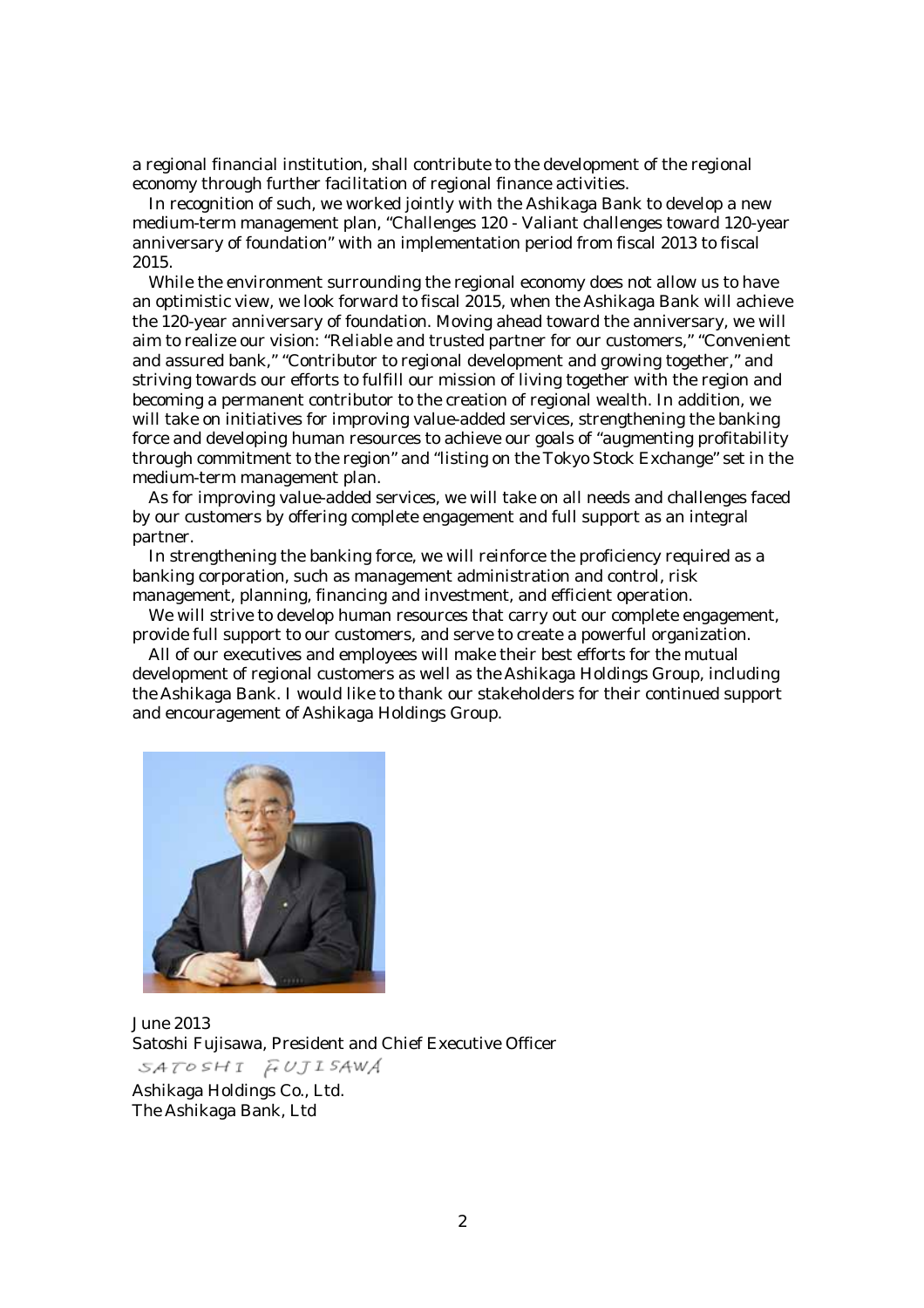a regional financial institution, shall contribute to the development of the regional economy through further facilitation of regional finance activities.

In recognition of such, we worked jointly with the Ashikaga Bank to develop a new medium-term management plan, "Challenges 120 - Valiant challenges toward 120-year anniversary of foundation" with an implementation period from fiscal 2013 to fiscal 2015.

While the environment surrounding the regional economy does not allow us to have an optimistic view, we look forward to fiscal 2015, when the Ashikaga Bank will achieve the 120-year anniversary of foundation. Moving ahead toward the anniversary, we will aim to realize our vision: "Reliable and trusted partner for our customers," "Convenient and assured bank," "Contributor to regional development and growing together," and striving towards our efforts to fulfill our mission of living together with the region and becoming a permanent contributor to the creation of regional wealth. In addition, we will take on initiatives for improving value-added services, strengthening the banking force and developing human resources to achieve our goals of "augmenting profitability through commitment to the region" and "listing on the Tokyo Stock Exchange" set in the medium-term management plan.

As for improving value-added services, we will take on all needs and challenges faced by our customers by offering complete engagement and full support as an integral partner.

In strengthening the banking force, we will reinforce the proficiency required as a banking corporation, such as management administration and control, risk management, planning, financing and investment, and efficient operation.

We will strive to develop human resources that carry out our complete engagement, provide full support to our customers, and serve to create a powerful organization.

All of our executives and employees will make their best efforts for the mutual development of regional customers as well as the Ashikaga Holdings Group, including the Ashikaga Bank. I would like to thank our stakeholders for their continued support and encouragement of Ashikaga Holdings Group.

June 2013
Satoshi Fujisawa, President and Chief Executive Officer
SATOSHI FUJISAWA
Ashikaga Holdings Co., Ltd.
The Ashikaga Bank, Ltd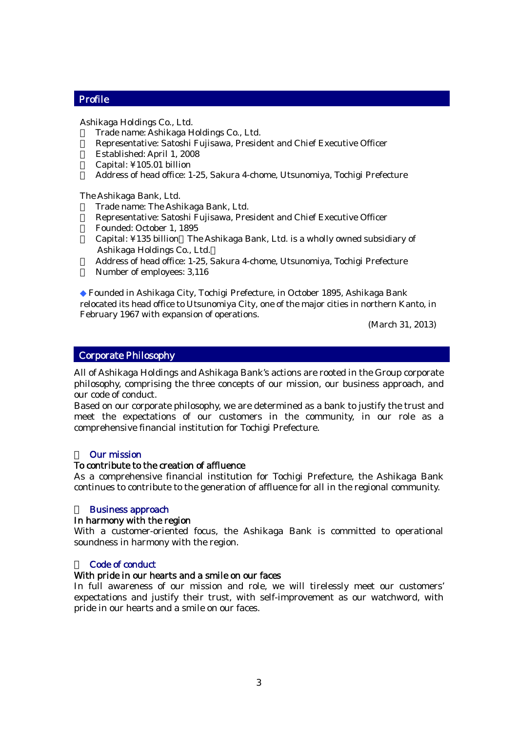## Profile

Ashikaga Holdings Co., Ltd.

- Trade name: Ashikaga Holdings Co., Ltd.
- Representative: Satoshi Fujisawa, President and Chief Executive Officer
- Established: April 1, 2008
- Capital: ¥105.01 billion
- Address of head office: 1-25, Sakura 4-chome, Utsunomiya, Tochigi Prefecture

The Ashikaga Bank, Ltd.

- Trade name: The Ashikaga Bank, Ltd.
- Representative: Satoshi Fujisawa, President and Chief Executive Officer
- Founded: October 1, 1895
- Capital: ¥135 billion（The Ashikaga Bank, Ltd. is a wholly owned subsidiary of Ashikaga Holdings Co., Ltd.）
- Address of head office: 1-25, Sakura 4-chome, Utsunomiya, Tochigi Prefecture
- Number of employees: 3,116

◆ Founded in Ashikaga City, Tochigi Prefecture, in October 1895, Ashikaga Bank relocated its head office to Utsunomiya City, one of the major cities in northern Kanto, in February 1967 with expansion of operations.

(March 31, 2013)

## Corporate Philosophy

All of Ashikaga Holdings and Ashikaga Bank's actions are rooted in the Group corporate philosophy, comprising the three concepts of our mission, our business approach, and our code of conduct.

Based on our corporate philosophy, we are determined as a bank to justify the trust and meet the expectations of our customers in the community, in our role as a comprehensive financial institution for Tochigi Prefecture.

### Our mission

**To contribute to the creation of affluence**

As a comprehensive financial institution for Tochigi Prefecture, the Ashikaga Bank continues to contribute to the generation of affluence for all in the regional community.

### Business approach

**In harmony with the region**

With a customer-oriented focus, the Ashikaga Bank is committed to operational soundness in harmony with the region.

### Code of conduct

**With pride in our hearts and a smile on our faces**

In full awareness of our mission and role, we will tirelessly meet our customers' expectations and justify their trust, with self-improvement as our watchword, with pride in our hearts and a smile on our faces.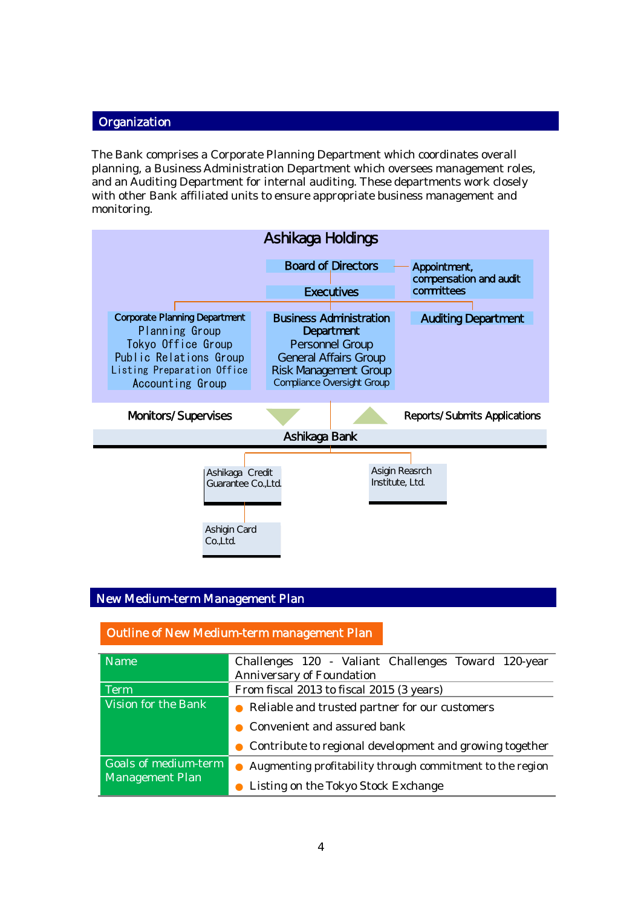## Organization

The Bank comprises a Corporate Planning Department which coordinates overall planning, a Business Administration Department which oversees management roles, and an Auditing Department for internal auditing. These departments work closely with other Bank affiliated units to ensure appropriate business management and monitoring.

**Ashikaga Holdings**

- Board of Directors
  - Appointment, compensation and audit committees
- Executives
  - Corporate Planning Department
    - Planning Group
    - Tokyo Office Group
    - Public Relations Group
    - Listing Preparation Office
    - Accounting Group
  - Business Administration Department
    - Personnel Group
    - General Affairs Group
    - Risk Management Group
    - Compliance Oversight Group
  - Auditing Department

Monitors/Supervises ▼ ▲ Reports/Submits Applications

**Ashikaga Bank**

- Ashikaga Credit Guarantee Co.,Ltd.
  - Ashigin Card Co.,Ltd.
- Asigin Reasrch Institute, Ltd.

## New Medium-term Management Plan

### Outline of New Medium-term management Plan

| | |
|---|---|
| Name | Challenges 120 - Valiant Challenges Toward 120-year Anniversary of Foundation |
| Term | From fiscal 2013 to fiscal 2015 (3 years) |
| Vision for the Bank | ● Reliable and trusted partner for our customers<br>● Convenient and assured bank<br>● Contribute to regional development and growing together |
| Goals of medium-term Management Plan | ● Augmenting profitability through commitment to the region<br>● Listing on the Tokyo Stock Exchange |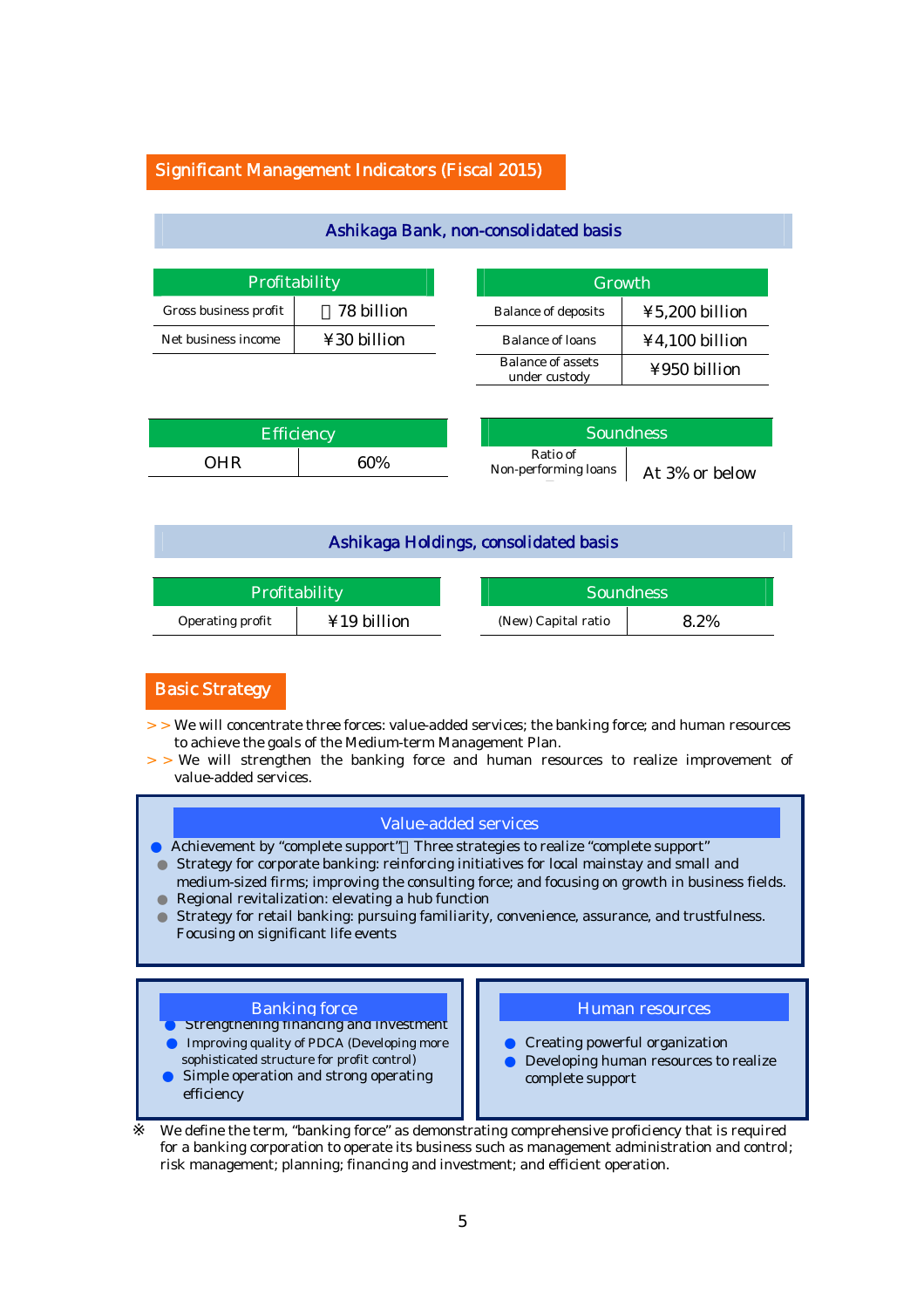## Significant Management Indicators (Fiscal 2015)

### Ashikaga Bank, non-consolidated basis

| Profitability | |
|---|---|
| Gross business profit | 78 billion |
| Net business income | ¥30 billion |

| Growth | |
|---|---|
| Balance of deposits | ¥5,200 billion |
| Balance of loans | ¥4,100 billion |
| Balance of assets under custody | ¥950 billion |

| Efficiency | |
|---|---|
| OHR | 60% |

| Soundness | |
|---|---|
| Ratio of Non-performing loans | At 3% or below |

### Ashikaga Holdings, consolidated basis

| Profitability | |
|---|---|
| Operating profit | ¥19 billion |

| Soundness | |
|---|---|
| (New) Capital ratio | 8.2% |

## Basic Strategy

>> We will concentrate three forces: value-added services; the banking force; and human resources to achieve the goals of the Medium-term Management Plan.

>> We will strengthen the banking force and human resources to realize improvement of value-added services.

### Value-added services

- Achievement by "complete support" Three strategies to realize "complete support"
  - Strategy for corporate banking: reinforcing initiatives for local mainstay and small and medium-sized firms; improving the consulting force; and focusing on growth in business fields.
  - Regional revitalization: elevating a hub function
  - Strategy for retail banking: pursuing familiarity, convenience, assurance, and trustfulness. Focusing on significant life events

### Banking force

- Strengthening financing and investment
- Improving quality of PDCA (Developing more sophisticated structure for profit control)
- Simple operation and strong operating efficiency

### Human resources

- Creating powerful organization
- Developing human resources to realize complete support

※ We define the term, "banking force" as demonstrating comprehensive proficiency that is required for a banking corporation to operate its business such as management administration and control; risk management; planning; financing and investment; and efficient operation.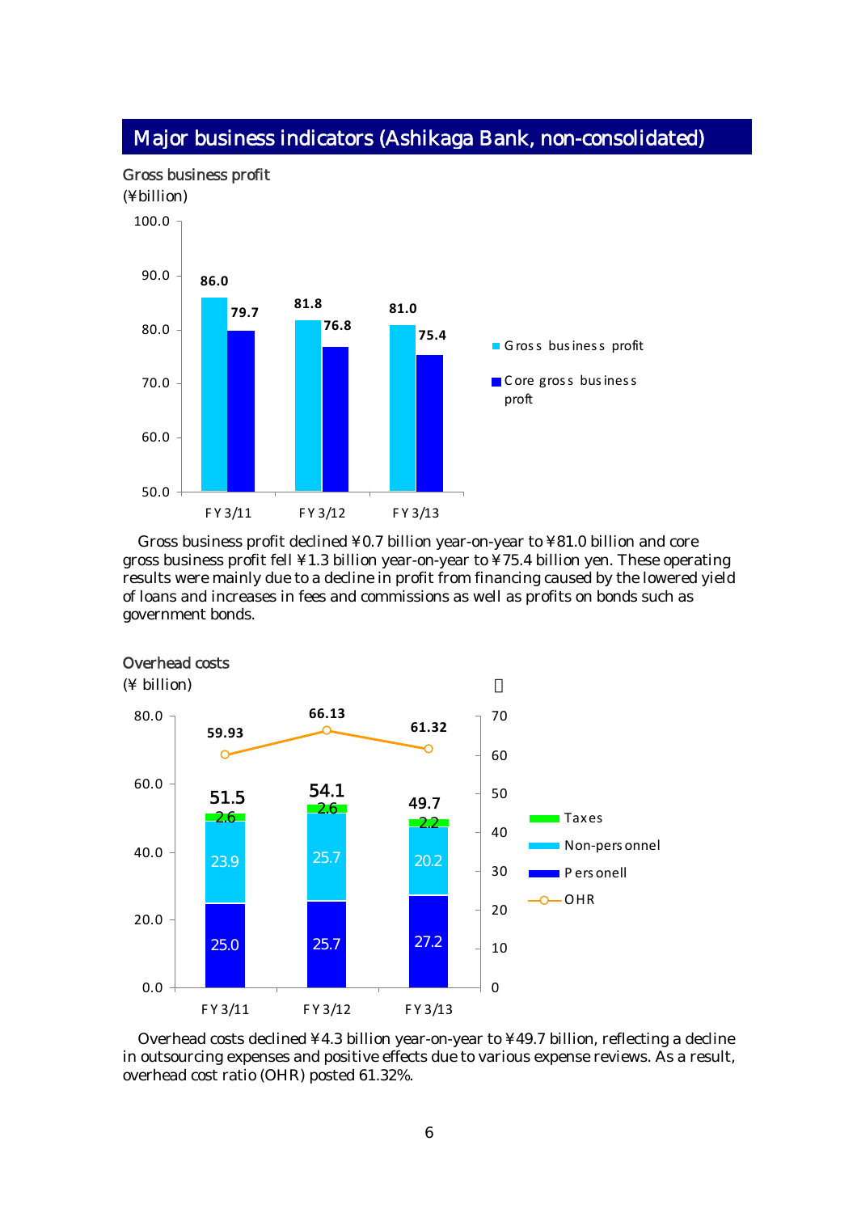# Major business indicators (Ashikaga Bank, non-consolidated)

## Gross business profit

(¥billion)

| | FY3/11 | FY3/12 | FY3/13 |
|---|---|---|---|
| Gross business profit | 86.0 | 81.8 | 81.0 |
| Core gross business proft | 79.7 | 76.8 | 75.4 |

Gross business profit declined ¥0.7 billion year-on-year to ¥81.0 billion and core gross business profit fell ¥1.3 billion year-on-year to ¥75.4 billion yen. These operating results were mainly due to a decline in profit from financing caused by the lowered yield of loans and increases in fees and commissions as well as profits on bonds such as government bonds.

## Overhead costs

(¥ billion)

| | FY3/11 | FY3/12 | FY3/13 |
|---|---|---|---|
| Taxes | 2.6 | 2.6 | 2.2 |
| Non-personnel | 23.9 | 25.7 | 20.2 |
| Personell | 25.0 | 25.7 | 27.2 |
| Total | 51.5 | 54.1 | 49.7 |
| OHR | 59.93 | 66.13 | 61.32 |

Overhead costs declined ¥4.3 billion year-on-year to ¥49.7 billion, reflecting a decline in outsourcing expenses and positive effects due to various expense reviews. As a result, overhead cost ratio (OHR) posted 61.32%.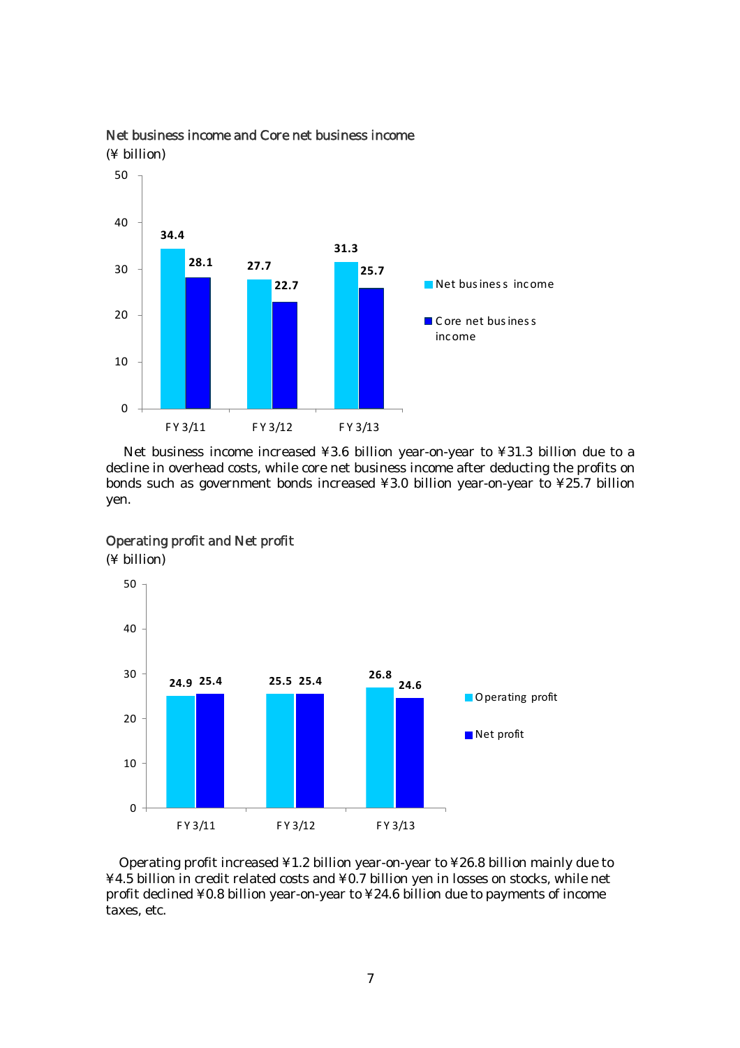### Net business income and Core net business income

(¥ billion)

| | Net business income | Core net business income |
|---|---|---|
| FY3/11 | 34.4 | 28.1 |
| FY3/12 | 27.7 | 22.7 |
| FY3/13 | 31.3 | 25.7 |

Net business income increased ¥3.6 billion year-on-year to ¥31.3 billion due to a decline in overhead costs, while core net business income after deducting the profits on bonds such as government bonds increased ¥3.0 billion year-on-year to ¥25.7 billion yen.

### Operating profit and Net profit

(¥ billion)

| | Operating profit | Net profit |
|---|---|---|
| FY3/11 | 24.9 | 25.4 |
| FY3/12 | 25.5 | 25.4 |
| FY3/13 | 26.8 | 24.6 |

Operating profit increased ¥1.2 billion year-on-year to ¥26.8 billion mainly due to ¥4.5 billion in credit related costs and ¥0.7 billion yen in losses on stocks, while net profit declined ¥0.8 billion year-on-year to ¥24.6 billion due to payments of income taxes, etc.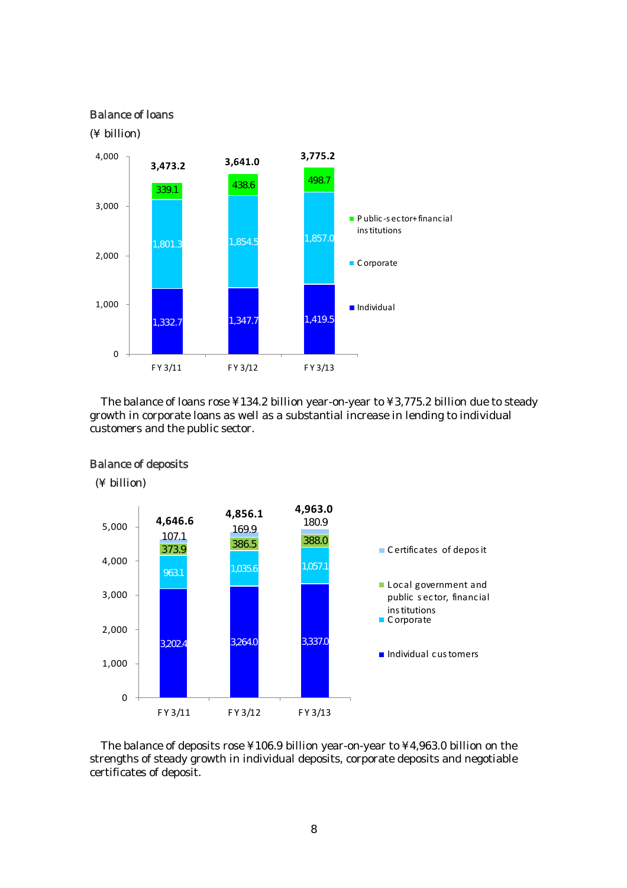Balance of loans

(¥ billion)

| | FY3/11 | FY3/12 | FY3/13 |
|---|---|---|---|
| Public-sector+financial institutions | 339.1 | 438.6 | 498.7 |
| Corporate | 1,801.3 | 1,854.5 | 1,857.0 |
| Individual | 1,332.7 | 1,347.7 | 1,419.5 |
| Total | 3,473.2 | 3,641.0 | 3,775.2 |

The balance of loans rose ¥134.2 billion year-on-year to ¥3,775.2 billion due to steady growth in corporate loans as well as a substantial increase in lending to individual customers and the public sector.

Balance of deposits

(¥ billion)

| | FY3/11 | FY3/12 | FY3/13 |
|---|---|---|---|
| Certificates of deposit | 107.1 | 169.9 | 180.9 |
| Local government and public sector, financial institutions | 373.9 | 386.5 | 388.0 |
| Corporate | 963.1 | 1,035.6 | 1,057.1 |
| Individual customers | 3,202.4 | 3,264.0 | 3,337.0 |
| Total | 4,646.6 | 4,856.1 | 4,963.0 |

The balance of deposits rose ¥106.9 billion year-on-year to ¥4,963.0 billion on the strengths of steady growth in individual deposits, corporate deposits and negotiable certificates of deposit.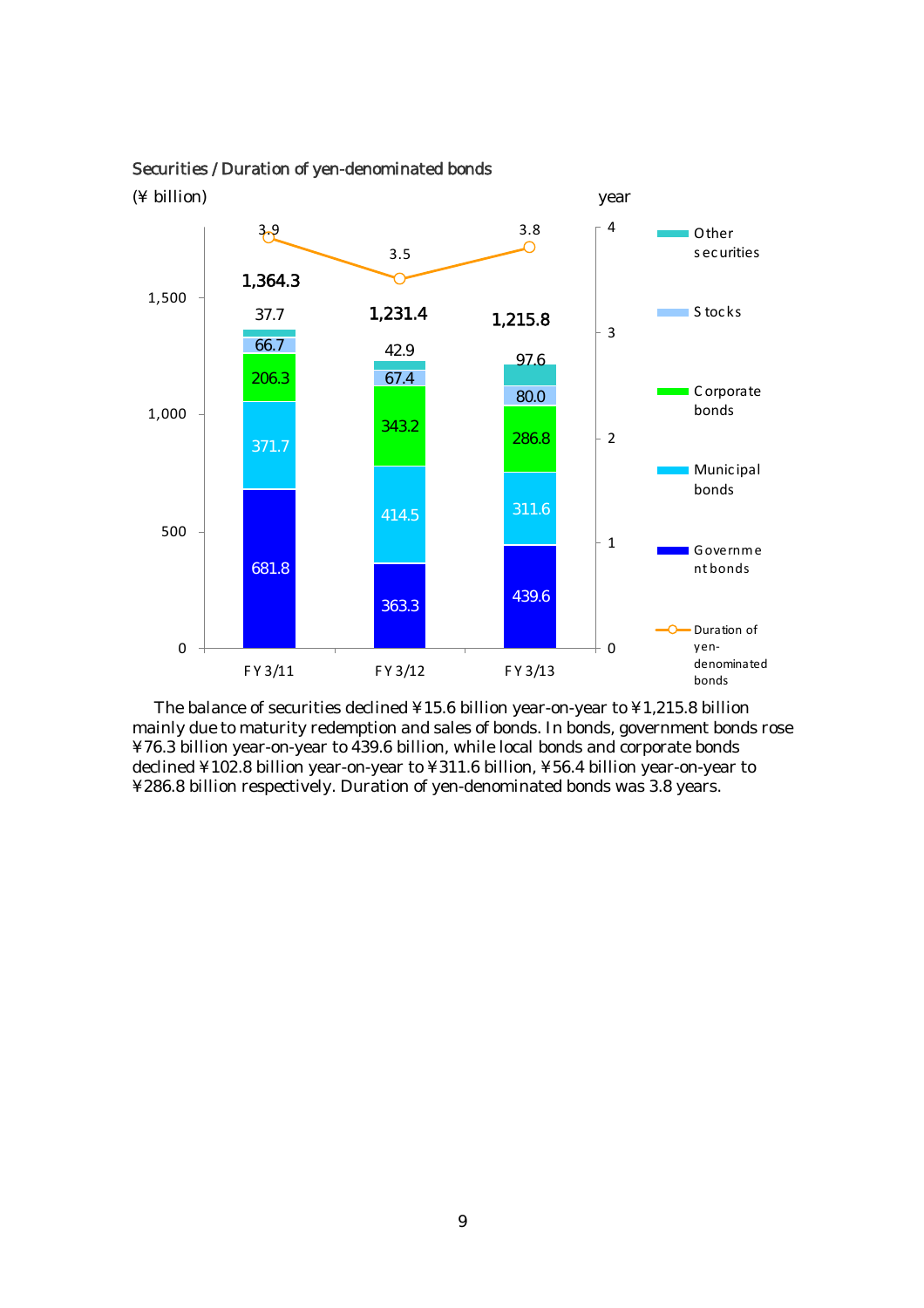Securities / Duration of yen-denominated bonds

(¥ billion)

| | FY 3/11 | FY 3/12 | FY 3/13 |
|---|---|---|---|
| Other securities | 37.7 | 42.9 | 97.6 |
| Stocks | 66.7 | 67.4 | 80.0 |
| Corporate bonds | 206.3 | 343.2 | 286.8 |
| Municipal bonds | 371.7 | 414.5 | 311.6 |
| Government bonds | 681.8 | 363.3 | 439.6 |
| Total | 1,364.3 | 1,231.4 | 1,215.8 |
| Duration of yen-denominated bonds (year) | 3.9 | 3.5 | 3.8 |

The balance of securities declined ¥15.6 billion year-on-year to ¥1,215.8 billion mainly due to maturity redemption and sales of bonds. In bonds, government bonds rose ¥76.3 billion year-on-year to 439.6 billion, while local bonds and corporate bonds declined ¥102.8 billion year-on-year to ¥311.6 billion, ¥56.4 billion year-on-year to ¥286.8 billion respectively. Duration of yen-denominated bonds was 3.8 years.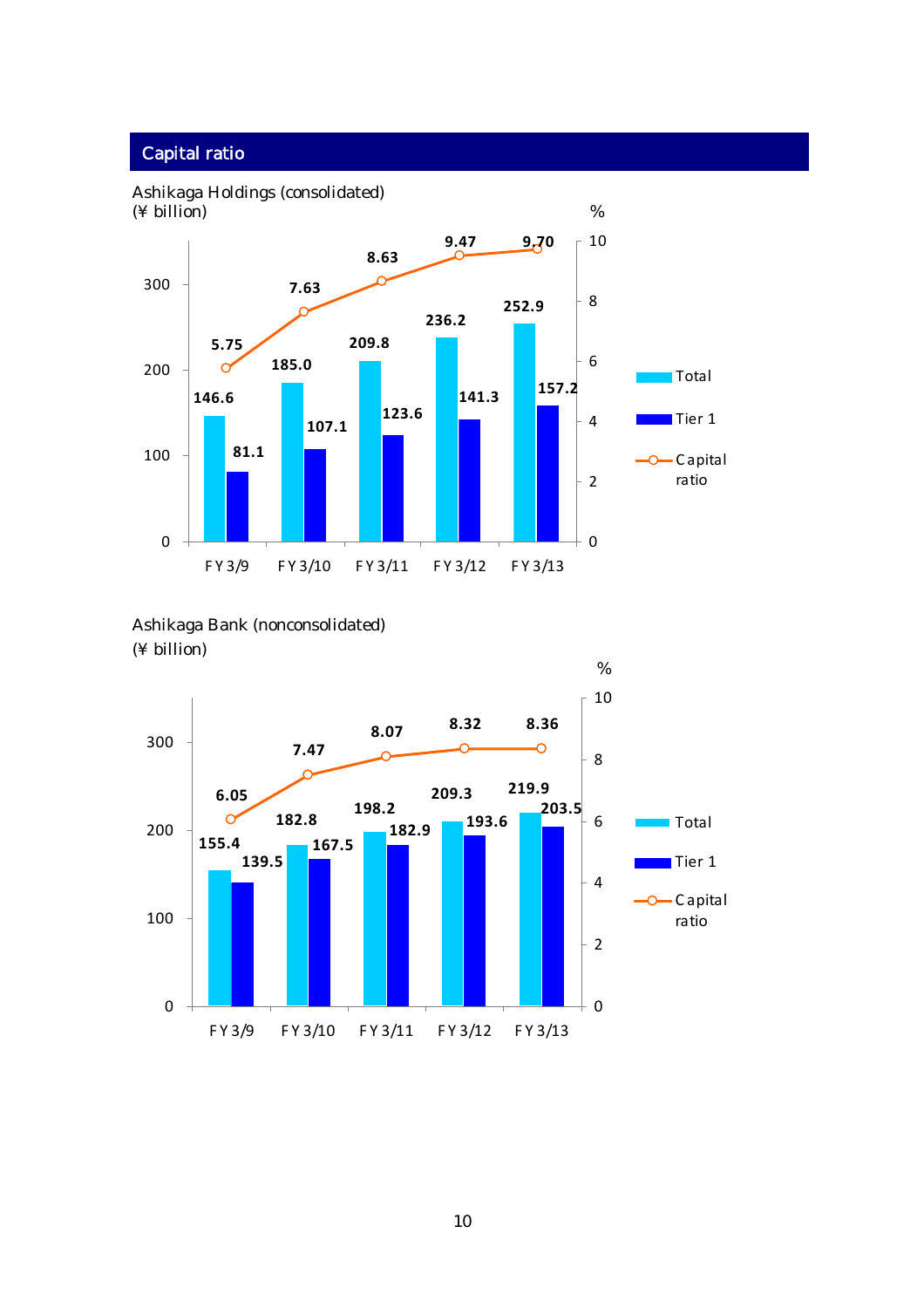## Capital ratio

Ashikaga Holdings (consolidated)
(¥ billion)

| | FY3/9 | FY3/10 | FY3/11 | FY3/12 | FY3/13 |
|---|---|---|---|---|---|
| Total | 146.6 | 185.0 | 209.8 | 236.2 | 252.9 |
| Tier 1 | 81.1 | 107.1 | 123.6 | 141.3 | 157.2 |
| Capital ratio (%) | 5.75 | 7.63 | 8.63 | 9.47 | 9.70 |

Ashikaga Bank (nonconsolidated)
(¥ billion)

| | FY3/9 | FY3/10 | FY3/11 | FY3/12 | FY3/13 |
|---|---|---|---|---|---|
| Total | 155.4 | 182.8 | 198.2 | 209.3 | 219.9 |
| Tier 1 | 139.5 | 167.5 | 182.9 | 193.6 | 203.5 |
| Capital ratio (%) | 6.05 | 7.47 | 8.07 | 8.32 | 8.36 |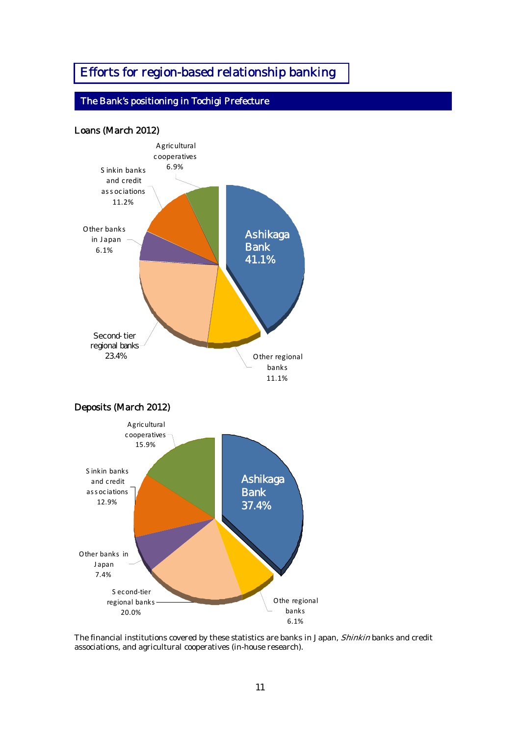# Efforts for region-based relationship banking

## The Bank's positioning in Tochigi Prefecture

### Loans (March 2012)

| Institution | Share |
|---|---|
| Ashikaga Bank | 41.1% |
| Other regional banks | 11.1% |
| Second-tier regional banks | 23.4% |
| Other banks in Japan | 6.1% |
| Sinkin banks and credit associations | 11.2% |
| Agricultural cooperatives | 6.9% |

### Deposits (March 2012)

| Institution | Share |
|---|---|
| Ashikaga Bank | 37.4% |
| Othe regional banks | 6.1% |
| Second-tier regional banks | 20.0% |
| Other banks in Japan | 7.4% |
| Sinkin banks and credit associations | 12.9% |
| Agricultural cooperatives | 15.9% |

The financial institutions covered by these statistics are banks in Japan, *Shinkin* banks and credit associations, and agricultural cooperatives (in-house research).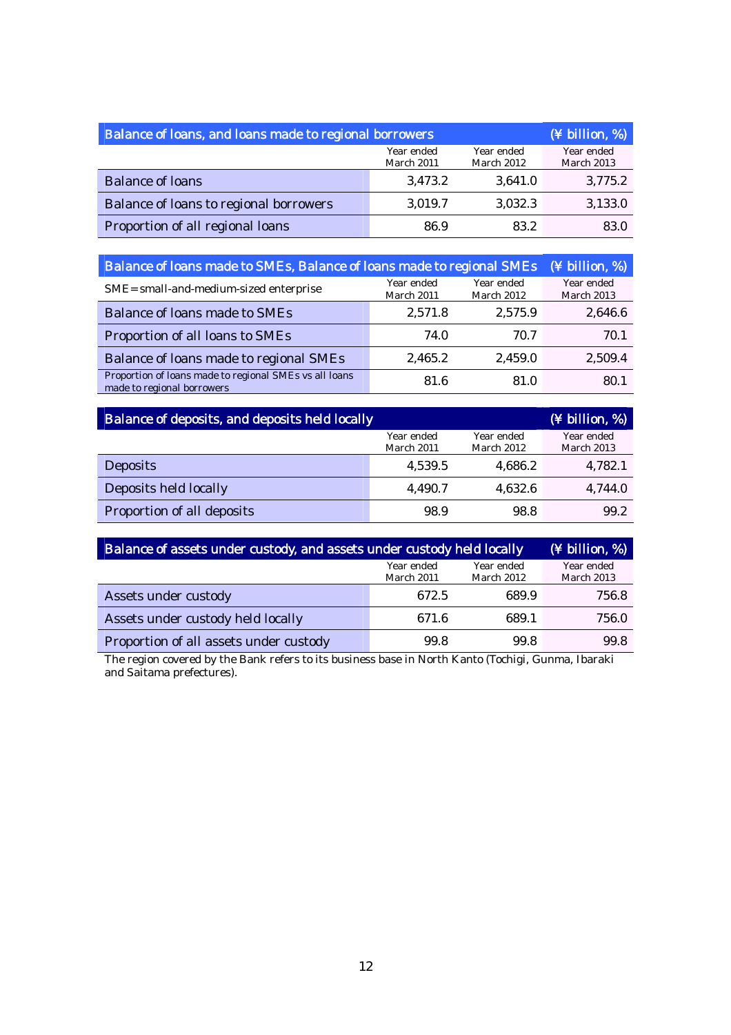| Balance of loans, and loans made to regional borrowers | | | (¥ billion, %) |
|---|---|---|---|
| | Year ended March 2011 | Year ended March 2012 | Year ended March 2013 |
| Balance of loans | 3,473.2 | 3,641.0 | 3,775.2 |
| Balance of loans to regional borrowers | 3,019.7 | 3,032.3 | 3,133.0 |
| Proportion of all regional loans | 86.9 | 83.2 | 83.0 |

| Balance of loans made to SMEs, Balance of loans made to regional SMEs | | | (¥ billion, %) |
|---|---|---|---|
| SME=small-and-medium-sized enterprise | Year ended March 2011 | Year ended March 2012 | Year ended March 2013 |
| Balance of loans made to SMEs | 2,571.8 | 2,575.9 | 2,646.6 |
| Proportion of all loans to SMEs | 74.0 | 70.7 | 70.1 |
| Balance of loans made to regional SMEs | 2,465.2 | 2,459.0 | 2,509.4 |
| Proportion of loans made to regional SMEs vs all loans made to regional borrowers | 81.6 | 81.0 | 80.1 |

| Balance of deposits, and deposits held locally | | | (¥ billion, %) |
|---|---|---|---|
| | Year ended March 2011 | Year ended March 2012 | Year ended March 2013 |
| Deposits | 4,539.5 | 4,686.2 | 4,782.1 |
| Deposits held locally | 4,490.7 | 4,632.6 | 4,744.0 |
| Proportion of all deposits | 98.9 | 98.8 | 99.2 |

| Balance of assets under custody, and assets under custody held locally | | | (¥ billion, %) |
|---|---|---|---|
| | Year ended March 2011 | Year ended March 2012 | Year ended March 2013 |
| Assets under custody | 672.5 | 689.9 | 756.8 |
| Assets under custody held locally | 671.6 | 689.1 | 756.0 |
| Proportion of all assets under custody | 99.8 | 99.8 | 99.8 |

The region covered by the Bank refers to its business base in North Kanto (Tochigi, Gunma, Ibaraki and Saitama prefectures).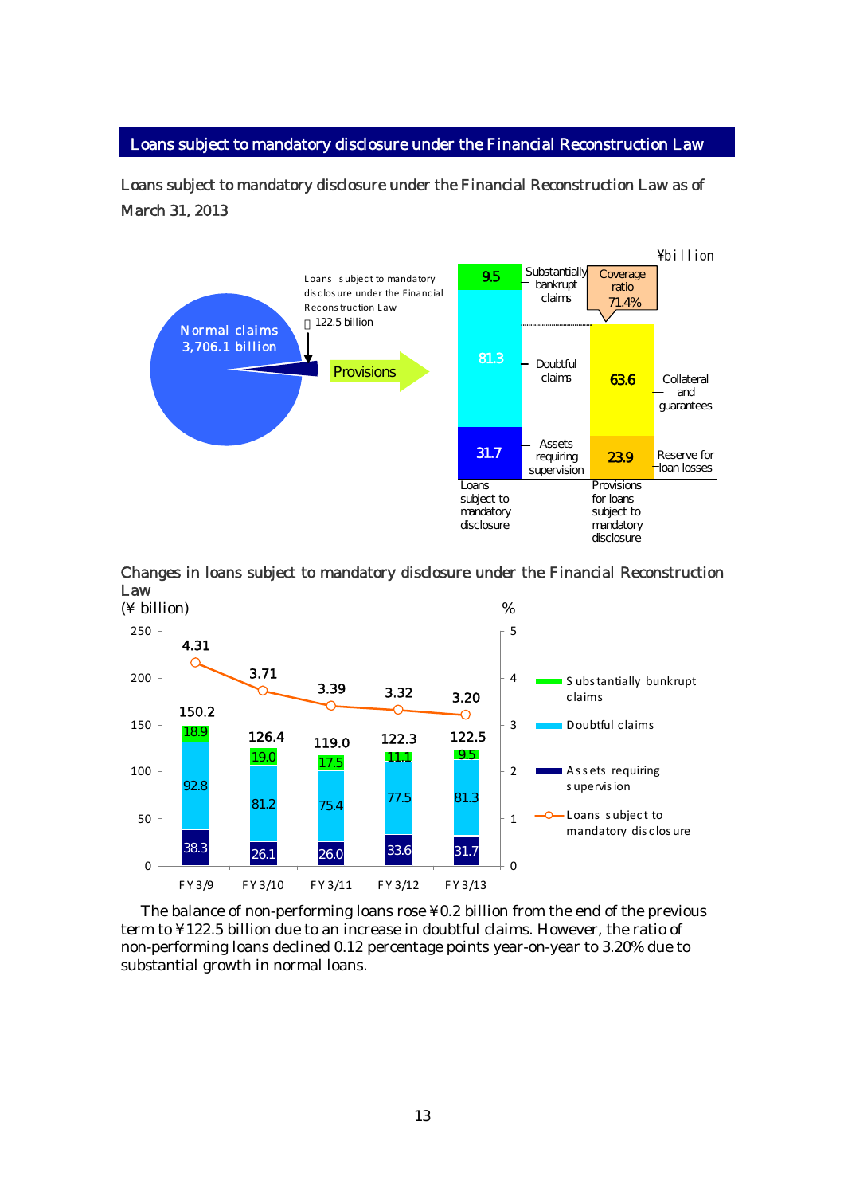## Loans subject to mandatory disclosure under the Financial Reconstruction Law

### Loans subject to mandatory disclosure under the Financial Reconstruction Law as of March 31, 2013

¥billion

Normal claims 3,706.1 billion

Loans subject to mandatory disclosure under the Financial Reconstruction Law 122.5 billion

Provisions

| Loans subject to mandatory disclosure | | Provisions for loans subject to mandatory disclosure | |
|---|---|---|---|
| Substantially bankrupt claims | 9.5 | Coverage ratio | 71.4% |
| Doubtful claims | 81.3 | Collateral and guarantees | 63.6 |
| Assets requiring supervision | 31.7 | Reserve for loan losses | 23.9 |

### Changes in loans subject to mandatory disclosure under the Financial Reconstruction Law

(¥ billion) / %

| | FY3/9 | FY3/10 | FY3/11 | FY3/12 | FY3/13 |
|---|---|---|---|---|---|
| Substantially bunkrupt claims | 18.9 | 19.0 | 17.5 | 11.1 | 9.5 |
| Doubtful claims | 92.8 | 81.2 | 75.4 | 77.5 | 81.3 |
| Assets requiring supervision | 38.3 | 26.1 | 26.0 | 33.6 | 31.7 |
| Total | 150.2 | 126.4 | 119.0 | 122.3 | 122.5 |
| Loans subject to mandatory disclosure (%) | 4.31 | 3.71 | 3.39 | 3.32 | 3.20 |

The balance of non-performing loans rose ¥0.2 billion from the end of the previous term to ¥122.5 billion due to an increase in doubtful claims. However, the ratio of non-performing loans declined 0.12 percentage points year-on-year to 3.20% due to substantial growth in normal loans.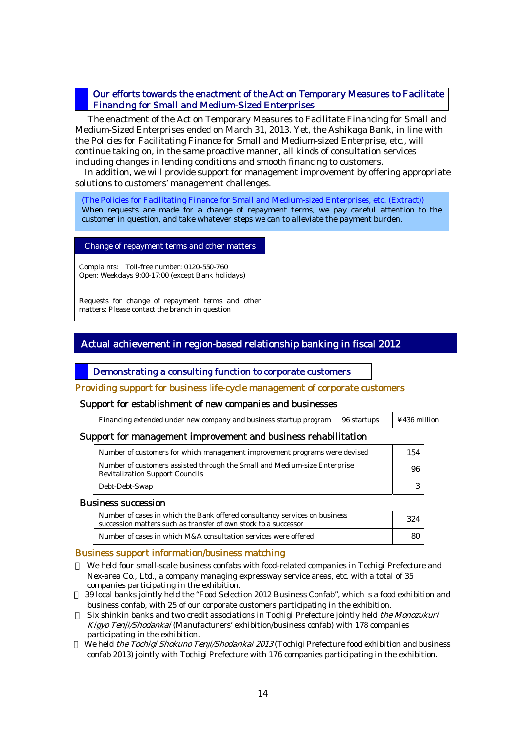## Our efforts towards the enactment of the Act on Temporary Measures to Facilitate Financing for Small and Medium-Sized Enterprises

The enactment of the Act on Temporary Measures to Facilitate Financing for Small and Medium-Sized Enterprises ended on March 31, 2013. Yet, the Ashikaga Bank, in line with the Policies for Facilitating Finance for Small and Medium-sized Enterprise, etc., will continue taking on, in the same proactive manner, all kinds of consultation services including changes in lending conditions and smooth financing to customers.

In addition, we will provide support for management improvement by offering appropriate solutions to customers' management challenges.

(The Policies for Facilitating Finance for Small and Medium-sized Enterprises, etc. (Extract))
When requests are made for a change of repayment terms, we pay careful attention to the customer in question, and take whatever steps we can to alleviate the payment burden.

**Change of repayment terms and other matters**

Complaints: Toll-free number: 0120-550-760
Open: Weekdays 9:00-17:00 (except Bank holidays)

Requests for change of repayment terms and other matters: Please contact the branch in question

# Actual achievement in region-based relationship banking in fiscal 2012

## Demonstrating a consulting function to corporate customers

### Providing support for business life-cycle management of corporate customers

#### Support for establishment of new companies and businesses

| | | |
|---|---|---|
| Financing extended under new company and business startup program | 96 startups | ¥436 million |

#### Support for management improvement and business rehabilitation

| | |
|---|---|
| Number of customers for which management improvement programs were devised | 154 |
| Number of customers assisted through the Small and Medium-size Enterprise Revitalization Support Councils | 96 |
| Debt-Debt-Swap | 3 |

#### Business succession

| | |
|---|---|
| Number of cases in which the Bank offered consultancy services on business succession matters such as transfer of own stock to a successor | 324 |
| Number of cases in which M&A consultation services were offered | 80 |

### Business support information/business matching

- We held four small-scale business confabs with food-related companies in Tochigi Prefecture and Nex-area Co., Ltd., a company managing expressway service areas, etc. with a total of 35 companies participating in the exhibition.
- 39 local banks jointly held the "Food Selection 2012 Business Confab", which is a food exhibition and business confab, with 25 of our corporate customers participating in the exhibition.
- Six shinkin banks and two credit associations in Tochigi Prefecture jointly held *the Monozukuri Kigyo Tenji/Shodankai* (Manufacturers' exhibition/business confab) with 178 companies participating in the exhibition.
- We held *the Tochigi Shokuno Tenji/Shodankai 2013* (Tochigi Prefecture food exhibition and business confab 2013) jointly with Tochigi Prefecture with 176 companies participating in the exhibition.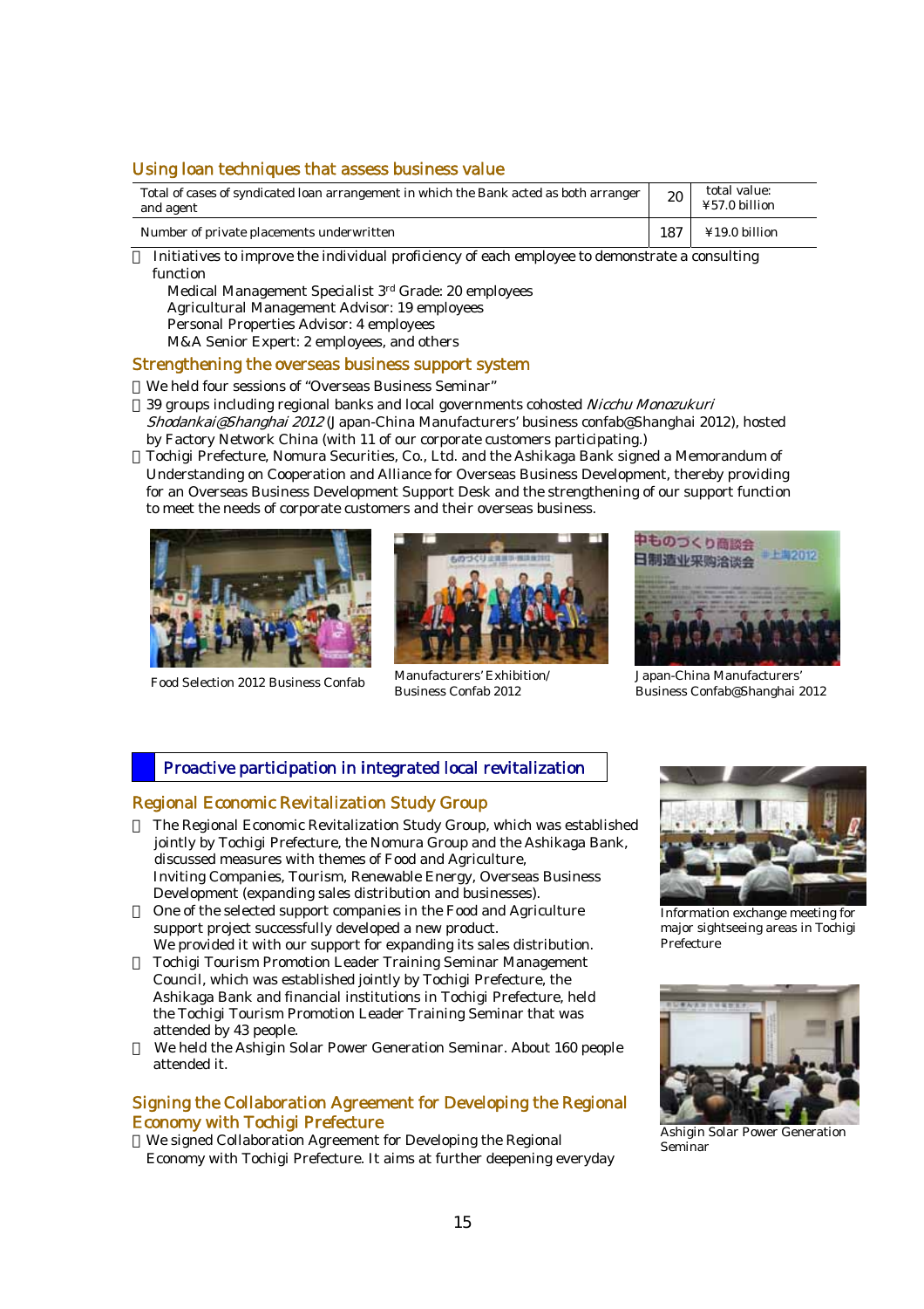## Using loan techniques that assess business value

| | | |
|---|---|---|
| Total of cases of syndicated loan arrangement in which the Bank acted as both arranger and agent | 20 | total value: ¥57.0 billion |
| Number of private placements underwritten | 187 | ¥19.0 billion |

- Initiatives to improve the individual proficiency of each employee to demonstrate a consulting function
  - Medical Management Specialist 3rd Grade: 20 employees
  - Agricultural Management Advisor: 19 employees
  - Personal Properties Advisor: 4 employees
  - M&A Senior Expert: 2 employees, and others

## Strengthening the overseas business support system

- We held four sessions of “Overseas Business Seminar”
- 39 groups including regional banks and local governments cohosted *Nicchu Monozukuri Shodankai@Shanghai 2012* (Japan-China Manufacturers’ business confab@Shanghai 2012), hosted by Factory Network China (with 11 of our corporate customers participating.)
- Tochigi Prefecture, Nomura Securities, Co., Ltd. and the Ashikaga Bank signed a Memorandum of Understanding on Cooperation and Alliance for Overseas Business Development, thereby providing for an Overseas Business Development Support Desk and the strengthening of our support function to meet the needs of corporate customers and their overseas business.

Food Selection 2012 Business Confab

Manufacturers’ Exhibition/ Business Confab 2012

Japan-China Manufacturers’ Business Confab@Shanghai 2012

# Proactive participation in integrated local revitalization

## Regional Economic Revitalization Study Group

- The Regional Economic Revitalization Study Group, which was established jointly by Tochigi Prefecture, the Nomura Group and the Ashikaga Bank, discussed measures with themes of Food and Agriculture, Inviting Companies, Tourism, Renewable Energy, Overseas Business Development (expanding sales distribution and businesses).
- One of the selected support companies in the Food and Agriculture support project successfully developed a new product. We provided it with our support for expanding its sales distribution.
- Tochigi Tourism Promotion Leader Training Seminar Management Council, which was established jointly by Tochigi Prefecture, the Ashikaga Bank and financial institutions in Tochigi Prefecture, held the Tochigi Tourism Promotion Leader Training Seminar that was attended by 43 people.
- We held the Ashigin Solar Power Generation Seminar. About 160 people attended it.

Information exchange meeting for major sightseeing areas in Tochigi Prefecture

Ashigin Solar Power Generation Seminar

## Signing the Collaboration Agreement for Developing the Regional Economy with Tochigi Prefecture

- We signed Collaboration Agreement for Developing the Regional Economy with Tochigi Prefecture. It aims at further deepening everyday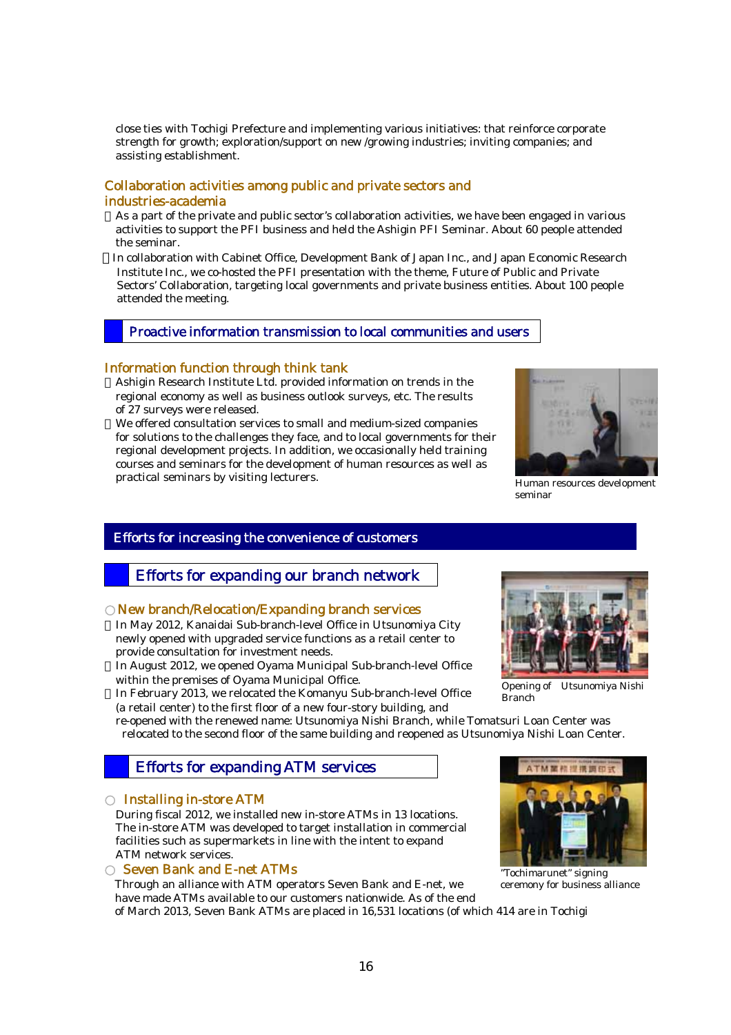close ties with Tochigi Prefecture and implementing various initiatives: that reinforce corporate strength for growth; exploration/support on new /growing industries; inviting companies; and assisting establishment.

### Collaboration activities among public and private sectors and industries-academia

- As a part of the private and public sector's collaboration activities, we have been engaged in various activities to support the PFI business and held the Ashigin PFI Seminar. About 60 people attended the seminar.
- In collaboration with Cabinet Office, Development Bank of Japan Inc., and Japan Economic Research Institute Inc., we co-hosted the PFI presentation with the theme, Future of Public and Private Sectors' Collaboration, targeting local governments and private business entities. About 100 people attended the meeting.

## Proactive information transmission to local communities and users

### Information function through think tank

- Ashigin Research Institute Ltd. provided information on trends in the regional economy as well as business outlook surveys, etc. The results of 27 surveys were released.
- We offered consultation services to small and medium-sized companies for solutions to the challenges they face, and to local governments for their regional development projects. In addition, we occasionally held training courses and seminars for the development of human resources as well as practical seminars by visiting lecturers.

Human resources development seminar

# Efforts for increasing the convenience of customers

## Efforts for expanding our branch network

### ○ New branch/Relocation/Expanding branch services

- In May 2012, Kanaidai Sub-branch-level Office in Utsunomiya City newly opened with upgraded service functions as a retail center to provide consultation for investment needs.
- In August 2012, we opened Oyama Municipal Sub-branch-level Office within the premises of Oyama Municipal Office.
- In February 2013, we relocated the Komanyu Sub-branch-level Office (a retail center) to the first floor of a new four-story building, and re-opened with the renewed name: Utsunomiya Nishi Branch, while Tomatsuri Loan Center was relocated to the second floor of the same building and reopened as Utsunomiya Nishi Loan Center.

Opening of Utsunomiya Nishi Branch

## Efforts for expanding ATM services

### ○ Installing in-store ATM

During fiscal 2012, we installed new in-store ATMs in 13 locations. The in-store ATM was developed to target installation in commercial facilities such as supermarkets in line with the intent to expand ATM network services.

### ○ Seven Bank and E-net ATMs

Through an alliance with ATM operators Seven Bank and E-net, we have made ATMs available to our customers nationwide. As of the end of March 2013, Seven Bank ATMs are placed in 16,531 locations (of which 414 are in Tochigi

"Tochimarunet" signing ceremony for business alliance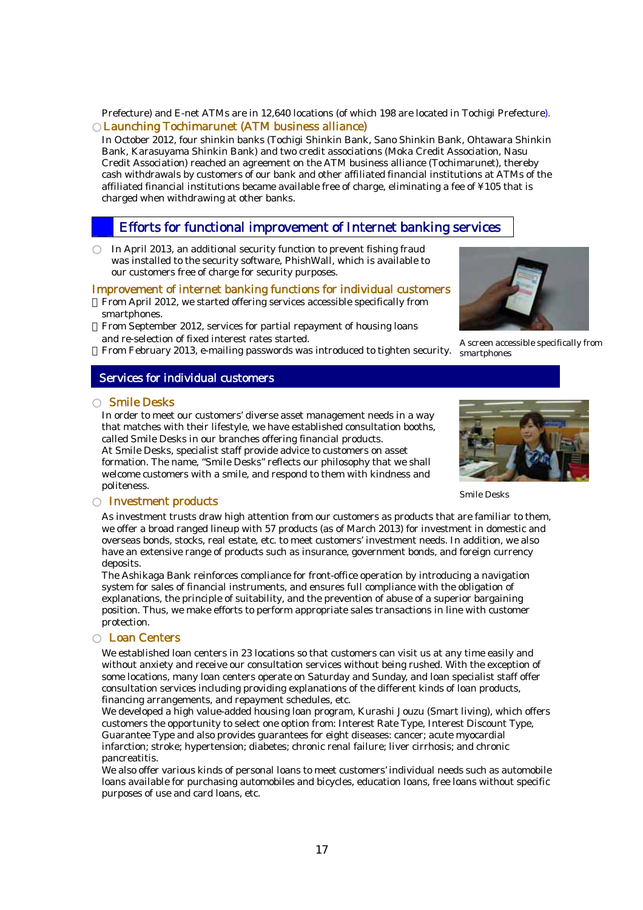Prefecture) and E-net ATMs are in 12,640 locations (of which 198 are located in Tochigi Prefecture).

○ **Launching Tochimarunet (ATM business alliance)**

In October 2012, four shinkin banks (Tochigi Shinkin Bank, Sano Shinkin Bank, Ohtawara Shinkin Bank, Karasuyama Shinkin Bank) and two credit associations (Moka Credit Association, Nasu Credit Association) reached an agreement on the ATM business alliance (Tochimarunet), thereby cash withdrawals by customers of our bank and other affiliated financial institutions at ATMs of the affiliated financial institutions became available free of charge, eliminating a fee of ¥105 that is charged when withdrawing at other banks.

## Efforts for functional improvement of Internet banking services

○ In April 2013, an additional security function to prevent fishing fraud was installed to the security software, PhishWall, which is available to our customers free of charge for security purposes.

### Improvement of internet banking functions for individual customers

- From April 2012, we started offering services accessible specifically from smartphones.
- From September 2012, services for partial repayment of housing loans and re-selection of fixed interest rates started.
- From February 2013, e-mailing passwords was introduced to tighten security.

A screen accessible specifically from smartphones

## Services for individual customers

○ **Smile Desks**

In order to meet our customers' diverse asset management needs in a way that matches with their lifestyle, we have established consultation booths, called Smile Desks in our branches offering financial products.
At Smile Desks, specialist staff provide advice to customers on asset formation. The name, "Smile Desks" reflects our philosophy that we shall welcome customers with a smile, and respond to them with kindness and politeness.

Smile Desks

○ **Investment products**

As investment trusts draw high attention from our customers as products that are familiar to them, we offer a broad ranged lineup with 57 products (as of March 2013) for investment in domestic and overseas bonds, stocks, real estate, etc. to meet customers' investment needs. In addition, we also have an extensive range of products such as insurance, government bonds, and foreign currency deposits.
The Ashikaga Bank reinforces compliance for front-office operation by introducing a navigation system for sales of financial instruments, and ensures full compliance with the obligation of explanations, the principle of suitability, and the prevention of abuse of a superior bargaining position. Thus, we make efforts to perform appropriate sales transactions in line with customer protection.

○ **Loan Centers**

We established loan centers in 23 locations so that customers can visit us at any time easily and without anxiety and receive our consultation services without being rushed. With the exception of some locations, many loan centers operate on Saturday and Sunday, and loan specialist staff offer consultation services including providing explanations of the different kinds of loan products, financing arrangements, and repayment schedules, etc.
We developed a high value-added housing loan program, Kurashi Jouzu (Smart living), which offers customers the opportunity to select one option from: Interest Rate Type, Interest Discount Type, Guarantee Type and also provides guarantees for eight diseases: cancer; acute myocardial infarction; stroke; hypertension; diabetes; chronic renal failure; liver cirrhosis; and chronic pancreatitis.
We also offer various kinds of personal loans to meet customers' individual needs such as automobile loans available for purchasing automobiles and bicycles, education loans, free loans without specific purposes of use and card loans, etc.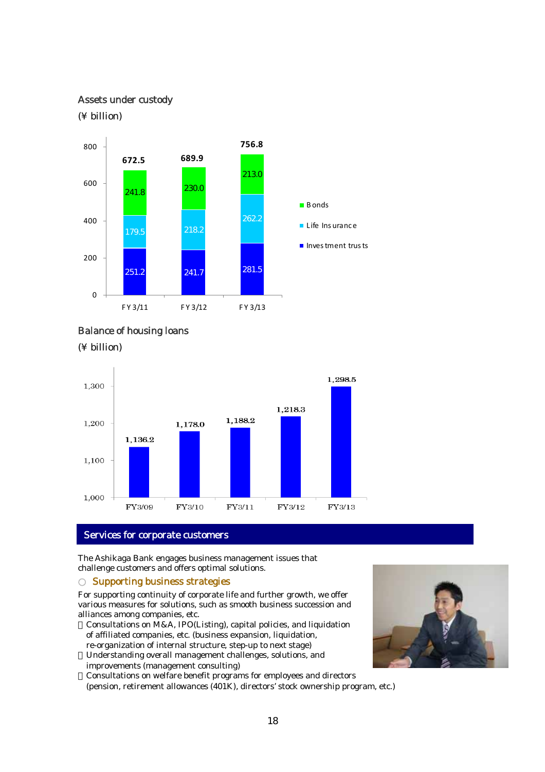Assets under custody

(¥ billion)

| | FY3/11 | FY3/12 | FY3/13 |
|---|---|---|---|
| Bonds | 241.8 | 230.0 | 213.0 |
| Life Insurance | 179.5 | 218.2 | 262.2 |
| Investment trusts | 251.2 | 241.7 | 281.5 |
| Total | 672.5 | 689.9 | 756.8 |

Balance of housing loans

(¥ billion)

| FY3/09 | FY3/10 | FY3/11 | FY3/12 | FY3/13 |
|---|---|---|---|---|
| 1,136.2 | 1,178.0 | 1,188.2 | 1,218.3 | 1,298.5 |

## Services for corporate customers

The Ashikaga Bank engages business management issues that challenge customers and offers optimal solutions.

### ○ Supporting business strategies

For supporting continuity of corporate life and further growth, we offer various measures for solutions, such as smooth business succession and alliances among companies, etc.

- Consultations on M&A, IPO(Listing), capital policies, and liquidation of affiliated companies, etc. (business expansion, liquidation, re-organization of internal structure, step-up to next stage)
- Understanding overall management challenges, solutions, and improvements (management consulting)
- Consultations on welfare benefit programs for employees and directors (pension, retirement allowances (401K), directors' stock ownership program, etc.)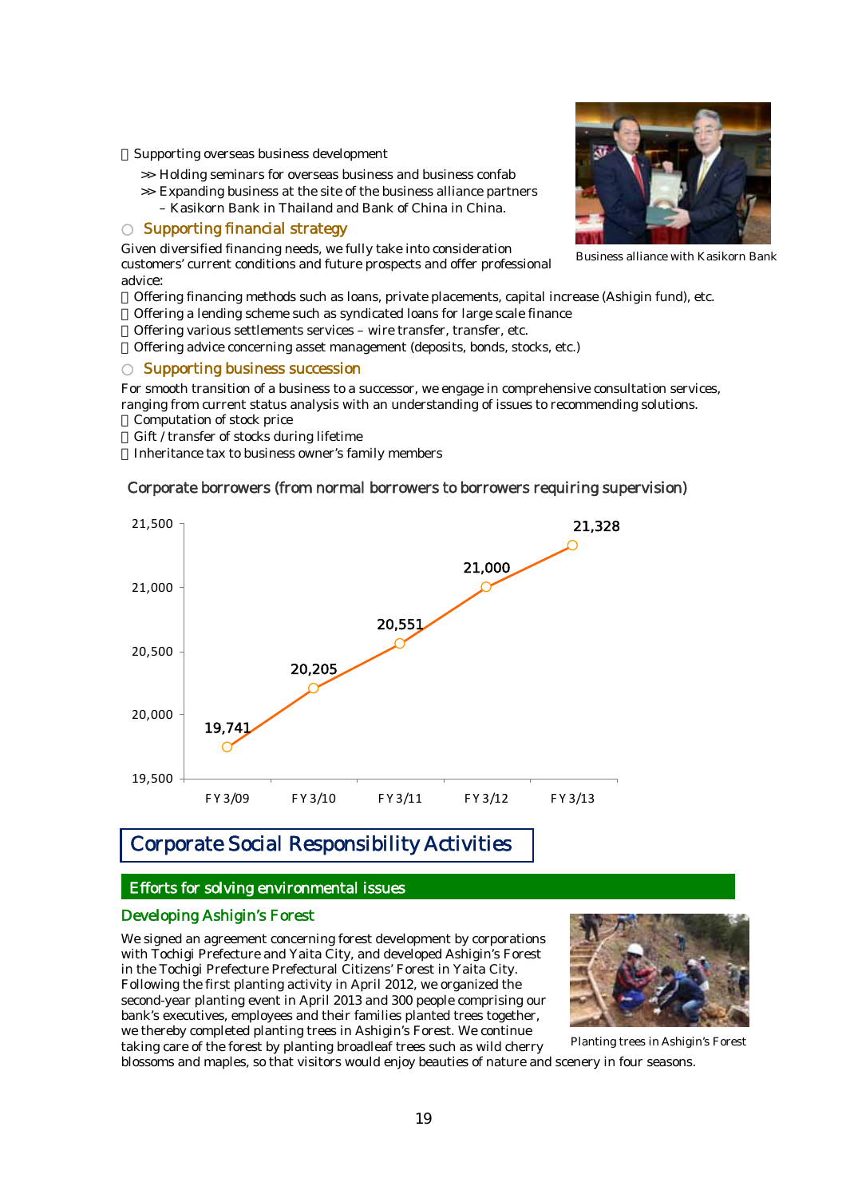- Supporting overseas business development
  - >> Holding seminars for overseas business and business confab
  - >> Expanding business at the site of the business alliance partners – Kasikorn Bank in Thailand and Bank of China in China.

Business alliance with Kasikorn Bank

### ○ Supporting financial strategy

Given diversified financing needs, we fully take into consideration customers' current conditions and future prospects and offer professional advice:

- Offering financing methods such as loans, private placements, capital increase (Ashigin fund), etc.
- Offering a lending scheme such as syndicated loans for large scale finance
- Offering various settlements services – wire transfer, transfer, etc.
- Offering advice concerning asset management (deposits, bonds, stocks, etc.)

### ○ Supporting business succession

For smooth transition of a business to a successor, we engage in comprehensive consultation services, ranging from current status analysis with an understanding of issues to recommending solutions.

- Computation of stock price
- Gift / transfer of stocks during lifetime
- Inheritance tax to business owner's family members

**Corporate borrowers (from normal borrowers to borrowers requiring supervision)**

| FY 3/09 | FY 3/10 | FY 3/11 | FY 3/12 | FY 3/13 |
|---|---|---|---|---|
| 19,741 | 20,205 | 20,551 | 21,000 | 21,328 |

# Corporate Social Responsibility Activities

## Efforts for solving environmental issues

### Developing Ashigin's Forest

We signed an agreement concerning forest development by corporations with Tochigi Prefecture and Yaita City, and developed Ashigin's Forest in the Tochigi Prefecture Prefectural Citizens' Forest in Yaita City. Following the first planting activity in April 2012, we organized the second-year planting event in April 2013 and 300 people comprising our bank's executives, employees and their families planted trees together, we thereby completed planting trees in Ashigin's Forest. We continue taking care of the forest by planting broadleaf trees such as wild cherry blossoms and maples, so that visitors would enjoy beauties of nature and scenery in four seasons.

Planting trees in Ashigin's Forest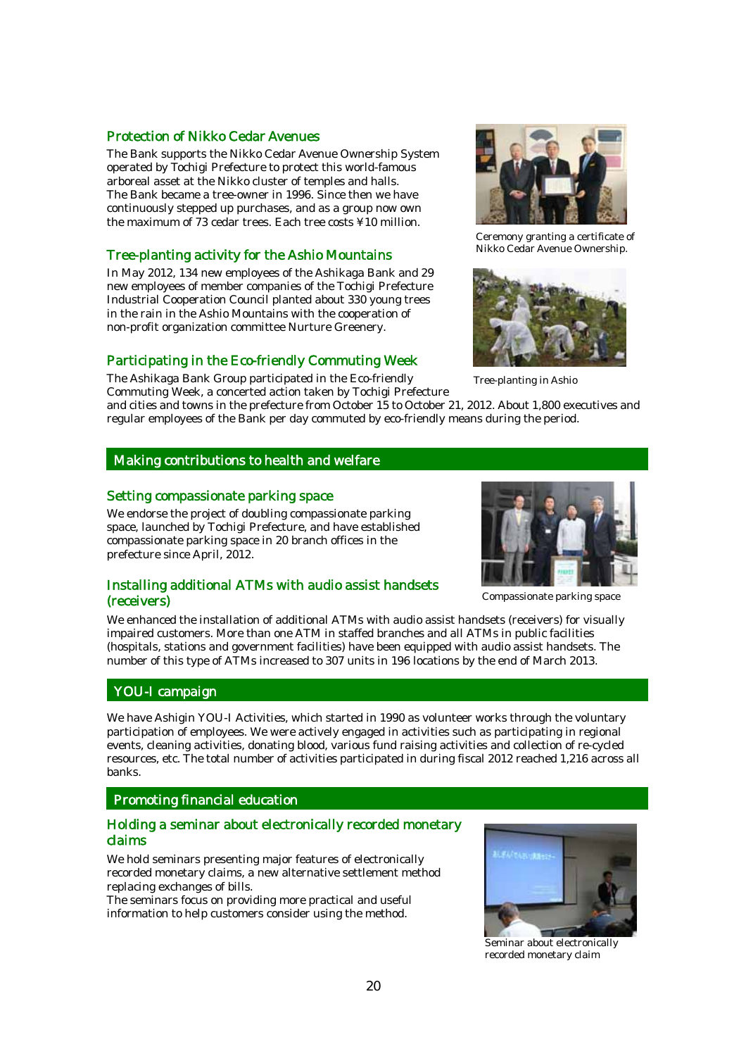### Protection of Nikko Cedar Avenues

The Bank supports the Nikko Cedar Avenue Ownership System operated by Tochigi Prefecture to protect this world-famous arboreal asset at the Nikko cluster of temples and halls.
The Bank became a tree-owner in 1996. Since then we have continuously stepped up purchases, and as a group now own the maximum of 73 cedar trees. Each tree costs ¥10 million.

Ceremony granting a certificate of Nikko Cedar Avenue Ownership.

### Tree-planting activity for the Ashio Mountains

In May 2012, 134 new employees of the Ashikaga Bank and 29 new employees of member companies of the Tochigi Prefecture Industrial Cooperation Council planted about 330 young trees in the rain in the Ashio Mountains with the cooperation of non-profit organization committee Nurture Greenery.

Tree-planting in Ashio

### Participating in the Eco-friendly Commuting Week

The Ashikaga Bank Group participated in the Eco-friendly Commuting Week, a concerted action taken by Tochigi Prefecture and cities and towns in the prefecture from October 15 to October 21, 2012. About 1,800 executives and regular employees of the Bank per day commuted by eco-friendly means during the period.

## Making contributions to health and welfare

### Setting compassionate parking space

We endorse the project of doubling compassionate parking space, launched by Tochigi Prefecture, and have established compassionate parking space in 20 branch offices in the prefecture since April, 2012.

Compassionate parking space

### Installing additional ATMs with audio assist handsets (receivers)

We enhanced the installation of additional ATMs with audio assist handsets (receivers) for visually impaired customers. More than one ATM in staffed branches and all ATMs in public facilities (hospitals, stations and government facilities) have been equipped with audio assist handsets. The number of this type of ATMs increased to 307 units in 196 locations by the end of March 2013.

## YOU-I campaign

We have Ashigin YOU-I Activities, which started in 1990 as volunteer works through the voluntary participation of employees. We were actively engaged in activities such as participating in regional events, cleaning activities, donating blood, various fund raising activities and collection of re-cycled resources, etc. The total number of activities participated in during fiscal 2012 reached 1,216 across all banks.

## Promoting financial education

### Holding a seminar about electronically recorded monetary claims

We hold seminars presenting major features of electronically recorded monetary claims, a new alternative settlement method replacing exchanges of bills.
The seminars focus on providing more practical and useful information to help customers consider using the method.

Seminar about electronically recorded monetary claim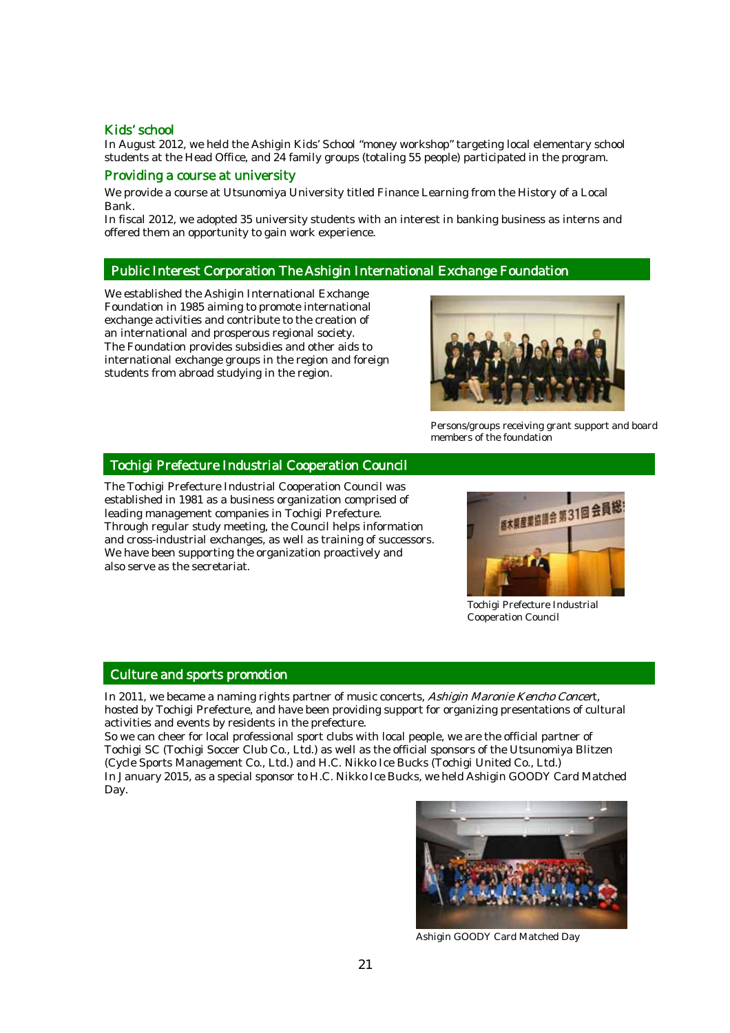### Kids' school

In August 2012, we held the Ashigin Kids' School "money workshop" targeting local elementary school students at the Head Office, and 24 family groups (totaling 55 people) participated in the program.

### Providing a course at university

We provide a course at Utsunomiya University titled Finance Learning from the History of a Local Bank.

In fiscal 2012, we adopted 35 university students with an interest in banking business as interns and offered them an opportunity to gain work experience.

## Public Interest Corporation The Ashigin International Exchange Foundation

We established the Ashigin International Exchange Foundation in 1985 aiming to promote international exchange activities and contribute to the creation of an international and prosperous regional society.

The Foundation provides subsidies and other aids to international exchange groups in the region and foreign students from abroad studying in the region.

Persons/groups receiving grant support and board members of the foundation

## Tochigi Prefecture Industrial Cooperation Council

The Tochigi Prefecture Industrial Cooperation Council was established in 1981 as a business organization comprised of leading management companies in Tochigi Prefecture.

Through regular study meeting, the Council helps information and cross-industrial exchanges, as well as training of successors.

We have been supporting the organization proactively and also serve as the secretariat.

Tochigi Prefecture Industrial Cooperation Council

## Culture and sports promotion

In 2011, we became a naming rights partner of music concerts, *Ashigin Maronie Kencho Concert*, hosted by Tochigi Prefecture, and have been providing support for organizing presentations of cultural activities and events by residents in the prefecture.

So we can cheer for local professional sport clubs with local people, we are the official partner of Tochigi SC (Tochigi Soccer Club Co., Ltd.) as well as the official sponsors of the Utsunomiya Blitzen (Cycle Sports Management Co., Ltd.) and H.C. Nikko Ice Bucks (Tochigi United Co., Ltd.)

In January 2015, as a special sponsor to H.C. Nikko Ice Bucks, we held Ashigin GOODY Card Matched Day.

Ashigin GOODY Card Matched Day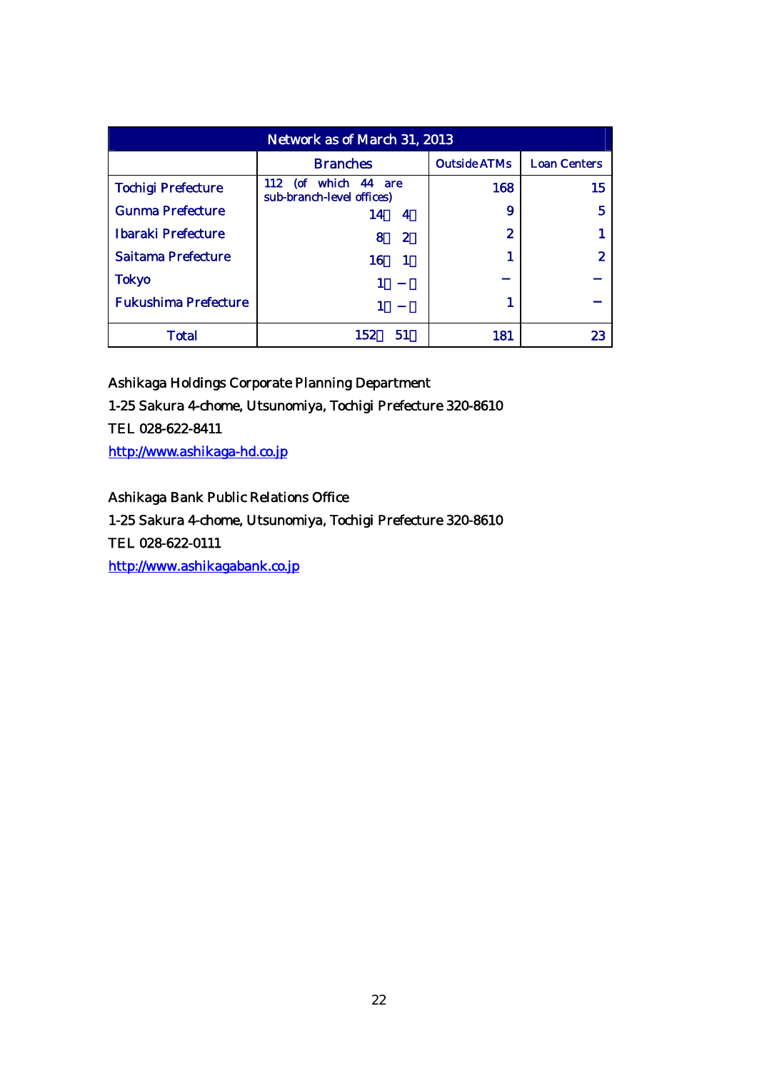| Network as of March 31, 2013 | | | |
|---|---|---|---|
| | Branches | Outside ATMs | Loan Centers |
| Tochigi Prefecture | 112 (of which 44 are sub-branch-level offices) | 168 | 15 |
| Gunma Prefecture | 14（4） | 9 | 5 |
| Ibaraki Prefecture | 8（2） | 2 | 1 |
| Saitama Prefecture | 16（1） | 1 | 2 |
| Tokyo | 1（－） | － | － |
| Fukushima Prefecture | 1（－） | 1 | － |
| Total | 152（51） | 181 | 23 |

Ashikaga Holdings Corporate Planning Department
1-25 Sakura 4-chome, Utsunomiya, Tochigi Prefecture 320-8610
TEL 028-622-8411
http://www.ashikaga-hd.co.jp

Ashikaga Bank Public Relations Office
1-25 Sakura 4-chome, Utsunomiya, Tochigi Prefecture 320-8610
TEL 028-622-0111
http://www.ashikagabank.co.jp